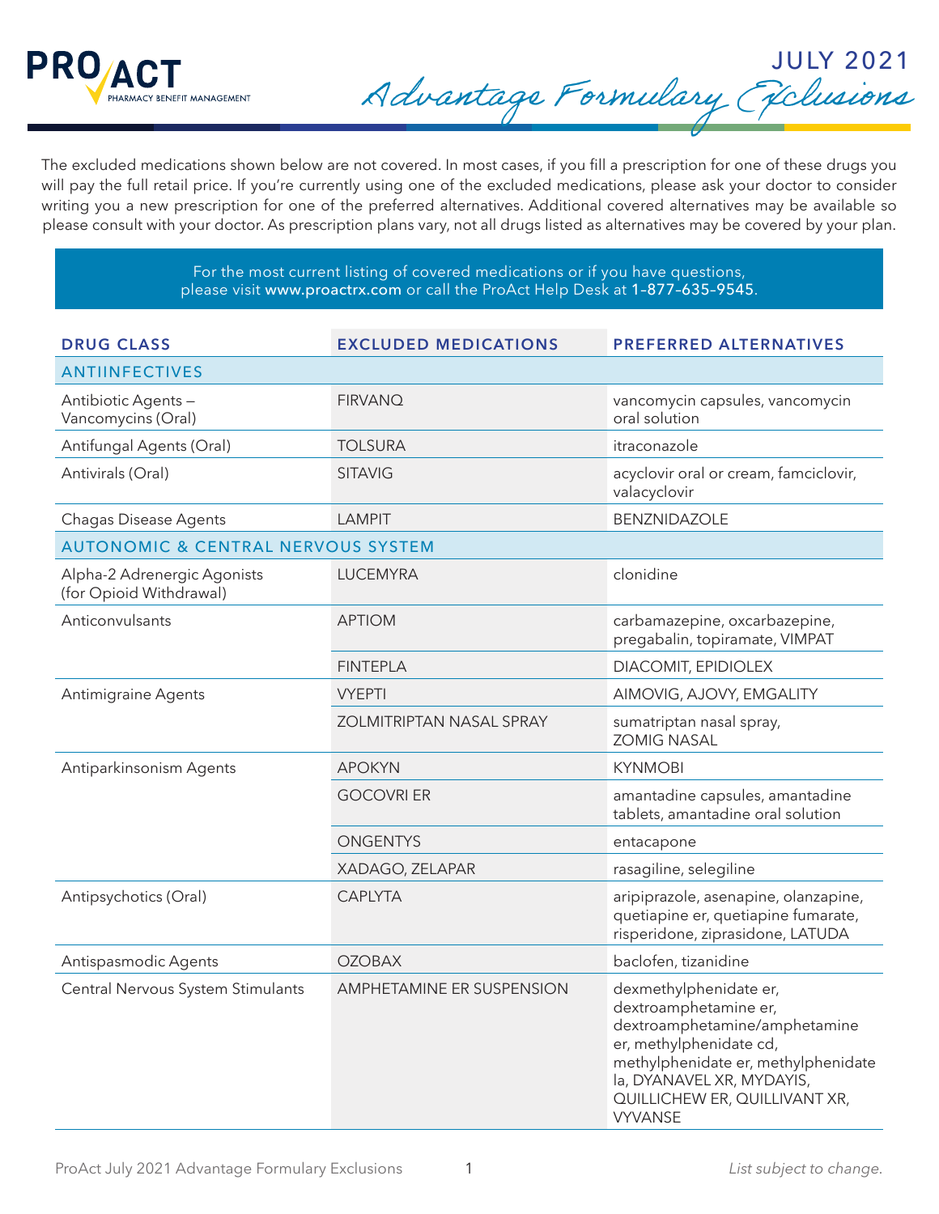# JULY 2021 Advantage Formulary Exclusions

The excluded medications shown below are not covered. In most cases, if you fill a prescription for one of these drugs you will pay the full retail price. If you're currently using one of the excluded medications, please ask your doctor to consider writing you a new prescription for one of the preferred alternatives. Additional covered alternatives may be available so please consult with your doctor. As prescription plans vary, not all drugs listed as alternatives may be covered by your plan.

For the most current listing of covered medications or if you have questions, please visit www.proactrx.com or call the ProAct Help Desk at 1-877-635-9545.

| DRUG CLASS | EXCLUDED MEDICATIONS | PREFERRED ALTERNATIVES |
|---|---|---|
| **ANTIINFECTIVES** | | |
| Antibiotic Agents – Vancomycins (Oral) | FIRVANQ | vancomycin capsules, vancomycin oral solution |
| Antifungal Agents (Oral) | TOLSURA | itraconazole |
| Antivirals (Oral) | SITAVIG | acyclovir oral or cream, famciclovir, valacyclovir |
| Chagas Disease Agents | LAMPIT | BENZNIDAZOLE |
| **AUTONOMIC & CENTRAL NERVOUS SYSTEM** | | |
| Alpha-2 Adrenergic Agonists (for Opioid Withdrawal) | LUCEMYRA | clonidine |
| Anticonvulsants | APTIOM | carbamazepine, oxcarbazepine, pregabalin, topiramate, VIMPAT |
| | FINTEPLA | DIACOMIT, EPIDIOLEX |
| Antimigraine Agents | VYEPTI | AIMOVIG, AJOVY, EMGALITY |
| | ZOLMITRIPTAN NASAL SPRAY | sumatriptan nasal spray, ZOMIG NASAL |
| Antiparkinsonism Agents | APOKYN | KYNMOBI |
| | GOCOVRI ER | amantadine capsules, amantadine tablets, amantadine oral solution |
| | ONGENTYS | entacapone |
| | XADAGO, ZELAPAR | rasagiline, selegiline |
| Antipsychotics (Oral) | CAPLYTA | aripiprazole, asenapine, olanzapine, quetiapine er, quetiapine fumarate, risperidone, ziprasidone, LATUDA |
| Antispasmodic Agents | OZOBAX | baclofen, tizanidine |
| Central Nervous System Stimulants | AMPHETAMINE ER SUSPENSION | dexmethylphenidate er, dextroamphetamine er, dextroamphetamine/amphetamine er, methylphenidate cd, methylphenidate er, methylphenidate la, DYANAVEL XR, MYDAYIS, QUILLICHEW ER, QUILLIVANT XR, VYVANSE |

*List subject to change.*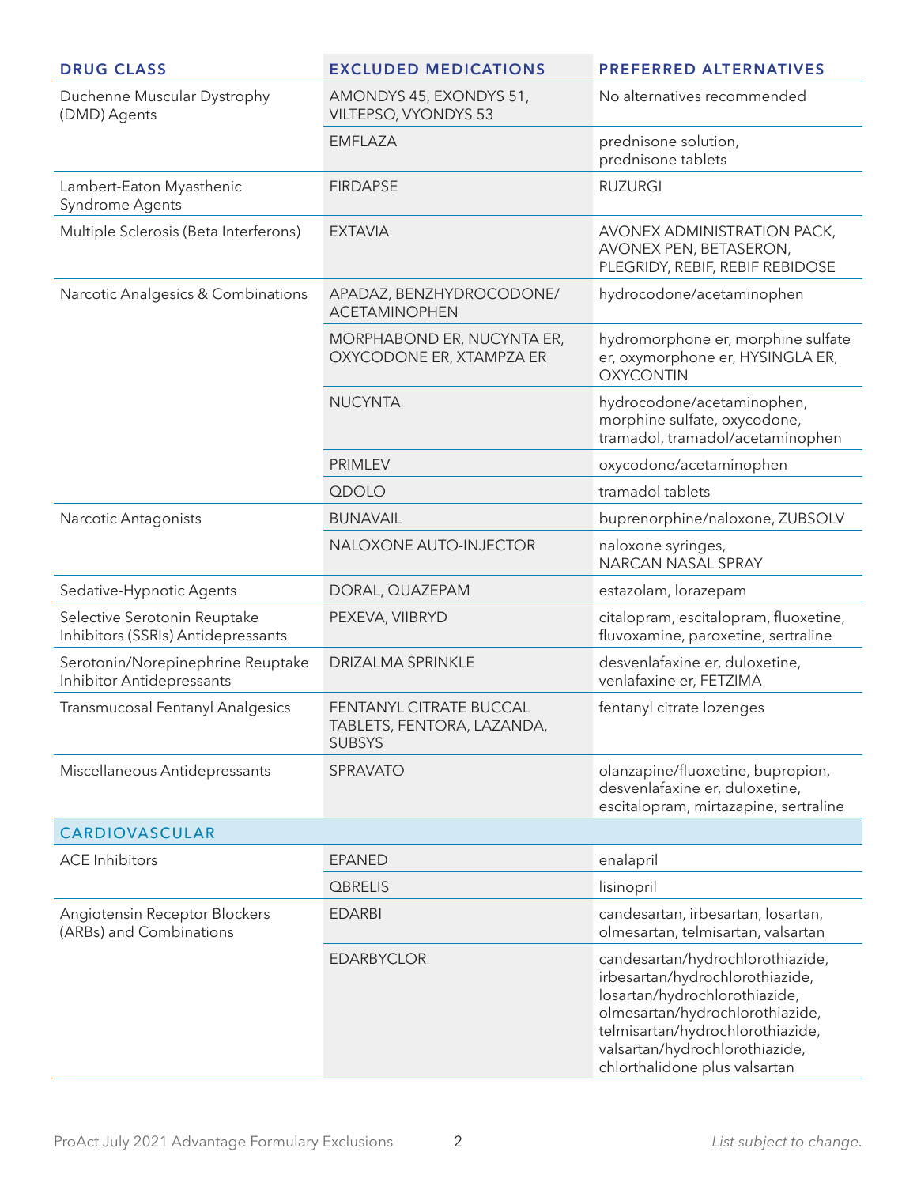| DRUG CLASS | EXCLUDED MEDICATIONS | PREFERRED ALTERNATIVES |
|---|---|---|
| Duchenne Muscular Dystrophy (DMD) Agents | AMONDYS 45, EXONDYS 51, VILTEPSO, VYONDYS 53 | No alternatives recommended |
| | EMFLAZA | prednisone solution, prednisone tablets |
| Lambert-Eaton Myasthenic Syndrome Agents | FIRDAPSE | RUZURGI |
| Multiple Sclerosis (Beta Interferons) | EXTAVIA | AVONEX ADMINISTRATION PACK, AVONEX PEN, BETASERON, PLEGRIDY, REBIF, REBIF REBIDOSE |
| Narcotic Analgesics & Combinations | APADAZ, BENZHYDROCODONE/ ACETAMINOPHEN | hydrocodone/acetaminophen |
| | MORPHABOND ER, NUCYNTA ER, OXYCODONE ER, XTAMPZA ER | hydromorphone er, morphine sulfate er, oxymorphone er, HYSINGLA ER, OXYCONTIN |
| | NUCYNTA | hydrocodone/acetaminophen, morphine sulfate, oxycodone, tramadol, tramadol/acetaminophen |
| | PRIMLEV | oxycodone/acetaminophen |
| | QDOLO | tramadol tablets |
| Narcotic Antagonists | BUNAVAIL | buprenorphine/naloxone, ZUBSOLV |
| | NALOXONE AUTO-INJECTOR | naloxone syringes, NARCAN NASAL SPRAY |
| Sedative-Hypnotic Agents | DORAL, QUAZEPAM | estazolam, lorazepam |
| Selective Serotonin Reuptake Inhibitors (SSRIs) Antidepressants | PEXEVA, VIIBRYD | citalopram, escitalopram, fluoxetine, fluvoxamine, paroxetine, sertraline |
| Serotonin/Norepinephrine Reuptake Inhibitor Antidepressants | DRIZALMA SPRINKLE | desvenlafaxine er, duloxetine, venlafaxine er, FETZIMA |
| Transmucosal Fentanyl Analgesics | FENTANYL CITRATE BUCCAL TABLETS, FENTORA, LAZANDA, SUBSYS | fentanyl citrate lozenges |
| Miscellaneous Antidepressants | SPRAVATO | olanzapine/fluoxetine, bupropion, desvenlafaxine er, duloxetine, escitalopram, mirtazapine, sertraline |
| **CARDIOVASCULAR** | | |
| ACE Inhibitors | EPANED | enalapril |
| | QBRELIS | lisinopril |
| Angiotensin Receptor Blockers (ARBs) and Combinations | EDARBI | candesartan, irbesartan, losartan, olmesartan, telmisartan, valsartan |
| | EDARBYCLOR | candesartan/hydrochlorothiazide, irbesartan/hydrochlorothiazide, losartan/hydrochlorothiazide, olmesartan/hydrochlorothiazide, telmisartan/hydrochlorothiazide, valsartan/hydrochlorothiazide, chlorthalidone plus valsartan |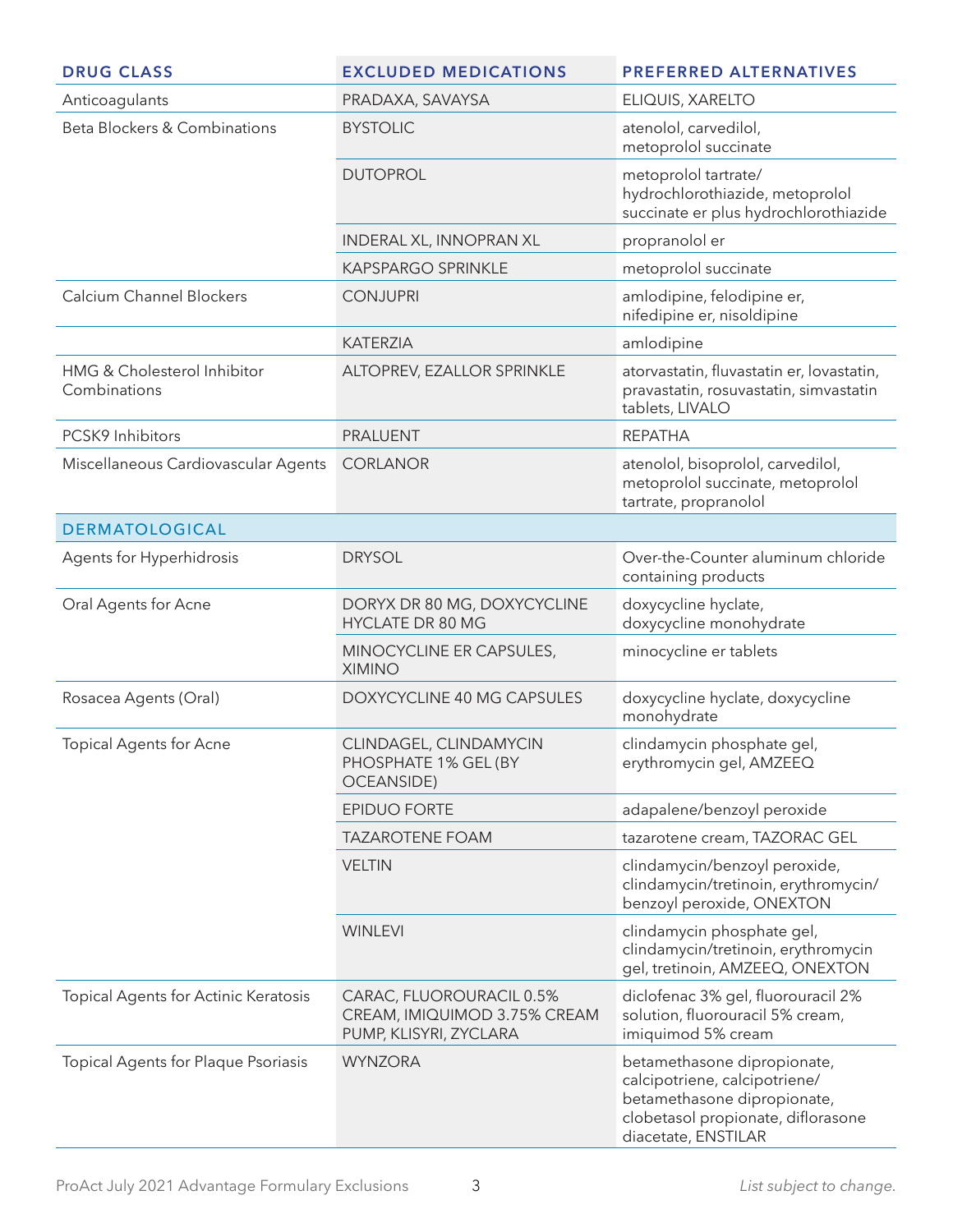| DRUG CLASS | EXCLUDED MEDICATIONS | PREFERRED ALTERNATIVES |
|---|---|---|
| Anticoagulants | PRADAXA, SAVAYSA | ELIQUIS, XARELTO |
| Beta Blockers & Combinations | BYSTOLIC | atenolol, carvedilol, metoprolol succinate |
| | DUTOPROL | metoprolol tartrate/ hydrochlorothiazide, metoprolol succinate er plus hydrochlorothiazide |
| | INDERAL XL, INNOPRAN XL | propranolol er |
| | KAPSPARGO SPRINKLE | metoprolol succinate |
| Calcium Channel Blockers | CONJUPRI | amlodipine, felodipine er, nifedipine er, nisoldipine |
| | KATERZIA | amlodipine |
| HMG & Cholesterol Inhibitor Combinations | ALTOPREV, EZALLOR SPRINKLE | atorvastatin, fluvastatin er, lovastatin, pravastatin, rosuvastatin, simvastatin tablets, LIVALO |
| PCSK9 Inhibitors | PRALUENT | REPATHA |
| Miscellaneous Cardiovascular Agents | CORLANOR | atenolol, bisoprolol, carvedilol, metoprolol succinate, metoprolol tartrate, propranolol |
| **DERMATOLOGICAL** | | |
| Agents for Hyperhidrosis | DRYSOL | Over-the-Counter aluminum chloride containing products |
| Oral Agents for Acne | DORYX DR 80 MG, DOXYCYCLINE HYCLATE DR 80 MG | doxycycline hyclate, doxycycline monohydrate |
| | MINOCYCLINE ER CAPSULES, XIMINO | minocycline er tablets |
| Rosacea Agents (Oral) | DOXYCYCLINE 40 MG CAPSULES | doxycycline hyclate, doxycycline monohydrate |
| Topical Agents for Acne | CLINDAGEL, CLINDAMYCIN PHOSPHATE 1% GEL (BY OCEANSIDE) | clindamycin phosphate gel, erythromycin gel, AMZEEQ |
| | EPIDUO FORTE | adapalene/benzoyl peroxide |
| | TAZAROTENE FOAM | tazarotene cream, TAZORAC GEL |
| | VELTIN | clindamycin/benzoyl peroxide, clindamycin/tretinoin, erythromycin/ benzoyl peroxide, ONEXTON |
| | WINLEVI | clindamycin phosphate gel, clindamycin/tretinoin, erythromycin gel, tretinoin, AMZEEQ, ONEXTON |
| Topical Agents for Actinic Keratosis | CARAC, FLUOROURACIL 0.5% CREAM, IMIQUIMOD 3.75% CREAM PUMP, KLISYRI, ZYCLARA | diclofenac 3% gel, fluorouracil 2% solution, fluorouracil 5% cream, imiquimod 5% cream |
| Topical Agents for Plaque Psoriasis | WYNZORA | betamethasone dipropionate, calcipotriene, calcipotriene/ betamethasone dipropionate, clobetasol propionate, diflorasone diacetate, ENSTILAR |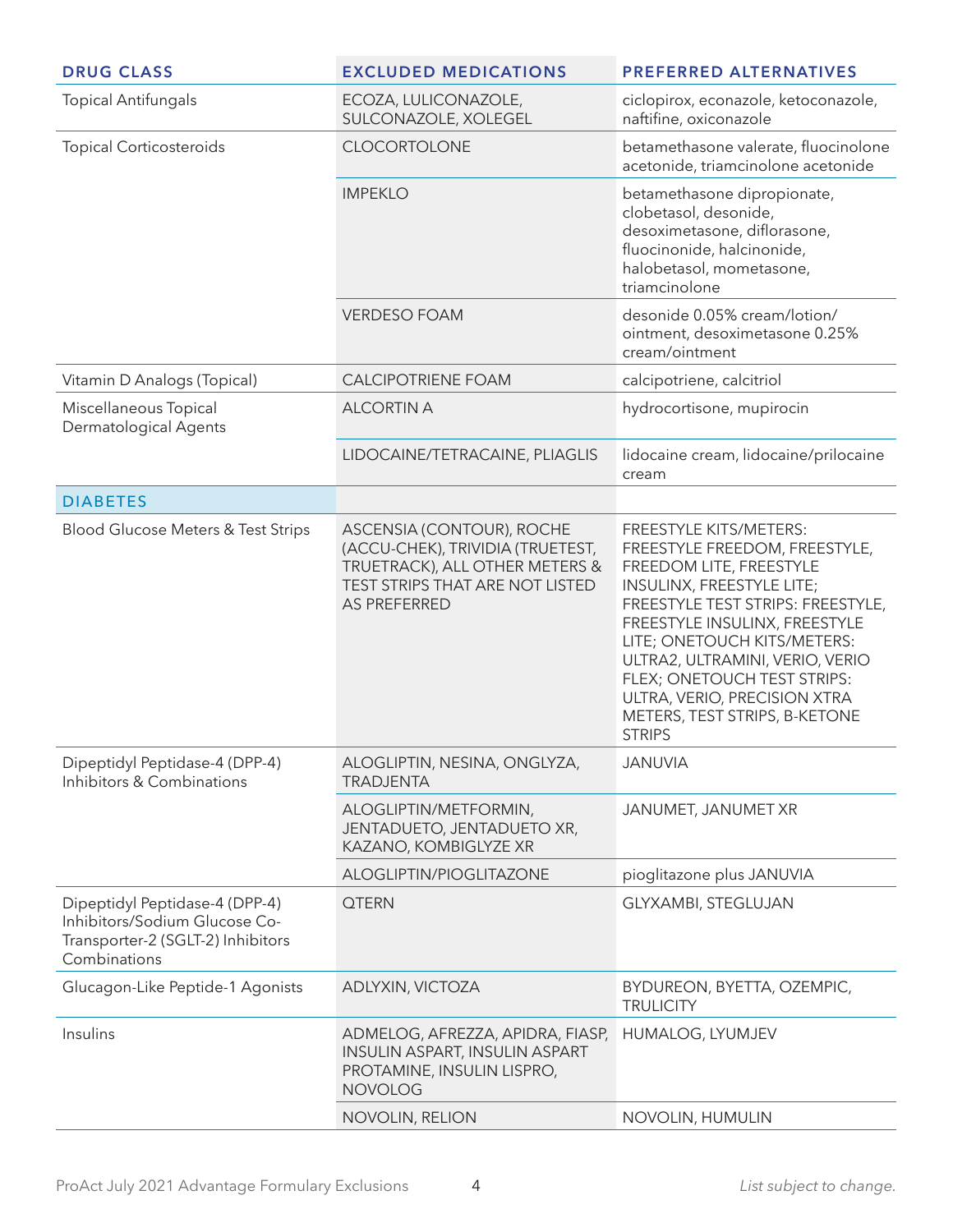| DRUG CLASS | EXCLUDED MEDICATIONS | PREFERRED ALTERNATIVES |
|---|---|---|
| Topical Antifungals | ECOZA, LULICONAZOLE, SULCONAZOLE, XOLEGEL | ciclopirox, econazole, ketoconazole, naftifine, oxiconazole |
| Topical Corticosteroids | CLOCORTOLONE | betamethasone valerate, fluocinolone acetonide, triamcinolone acetonide |
| | IMPEKLO | betamethasone dipropionate, clobetasol, desonide, desoximetasone, diflorasone, fluocinonide, halcinonide, halobetasol, mometasone, triamcinolone |
| | VERDESO FOAM | desonide 0.05% cream/lotion/ointment, desoximetasone 0.25% cream/ointment |
| Vitamin D Analogs (Topical) | CALCIPOTRIENE FOAM | calcipotriene, calcitriol |
| Miscellaneous Topical Dermatological Agents | ALCORTIN A | hydrocortisone, mupirocin |
| | LIDOCAINE/TETRACAINE, PLIAGLIS | lidocaine cream, lidocaine/prilocaine cream |
| **DIABETES** | | |
| Blood Glucose Meters & Test Strips | ASCENSIA (CONTOUR), ROCHE (ACCU-CHEK), TRIVIDIA (TRUETEST, TRUETRACK), ALL OTHER METERS & TEST STRIPS THAT ARE NOT LISTED AS PREFERRED | FREESTYLE KITS/METERS: FREESTYLE FREEDOM, FREESTYLE, FREEDOM LITE, FREESTYLE INSULINX, FREESTYLE LITE; FREESTYLE TEST STRIPS: FREESTYLE, FREESTYLE INSULINX, FREESTYLE LITE; ONETOUCH KITS/METERS: ULTRA2, ULTRAMINI, VERIO, VERIO FLEX; ONETOUCH TEST STRIPS: ULTRA, VERIO, PRECISION XTRA METERS, TEST STRIPS, B-KETONE STRIPS |
| Dipeptidyl Peptidase-4 (DPP-4) Inhibitors & Combinations | ALOGLIPTIN, NESINA, ONGLYZA, TRADJENTA | JANUVIA |
| | ALOGLIPTIN/METFORMIN, JENTADUETO, JENTADUETO XR, KAZANO, KOMBIGLYZE XR | JANUMET, JANUMET XR |
| | ALOGLIPTIN/PIOGLITAZONE | pioglitazone plus JANUVIA |
| Dipeptidyl Peptidase-4 (DPP-4) Inhibitors/Sodium Glucose Co-Transporter-2 (SGLT-2) Inhibitors Combinations | QTERN | GLYXAMBI, STEGLUJAN |
| Glucagon-Like Peptide-1 Agonists | ADLYXIN, VICTOZA | BYDUREON, BYETTA, OZEMPIC, TRULICITY |
| Insulins | ADMELOG, AFREZZA, APIDRA, FIASP, INSULIN ASPART, INSULIN ASPART PROTAMINE, INSULIN LISPRO, NOVOLOG | HUMALOG, LYUMJEV |
| | NOVOLIN, RELION | NOVOLIN, HUMULIN |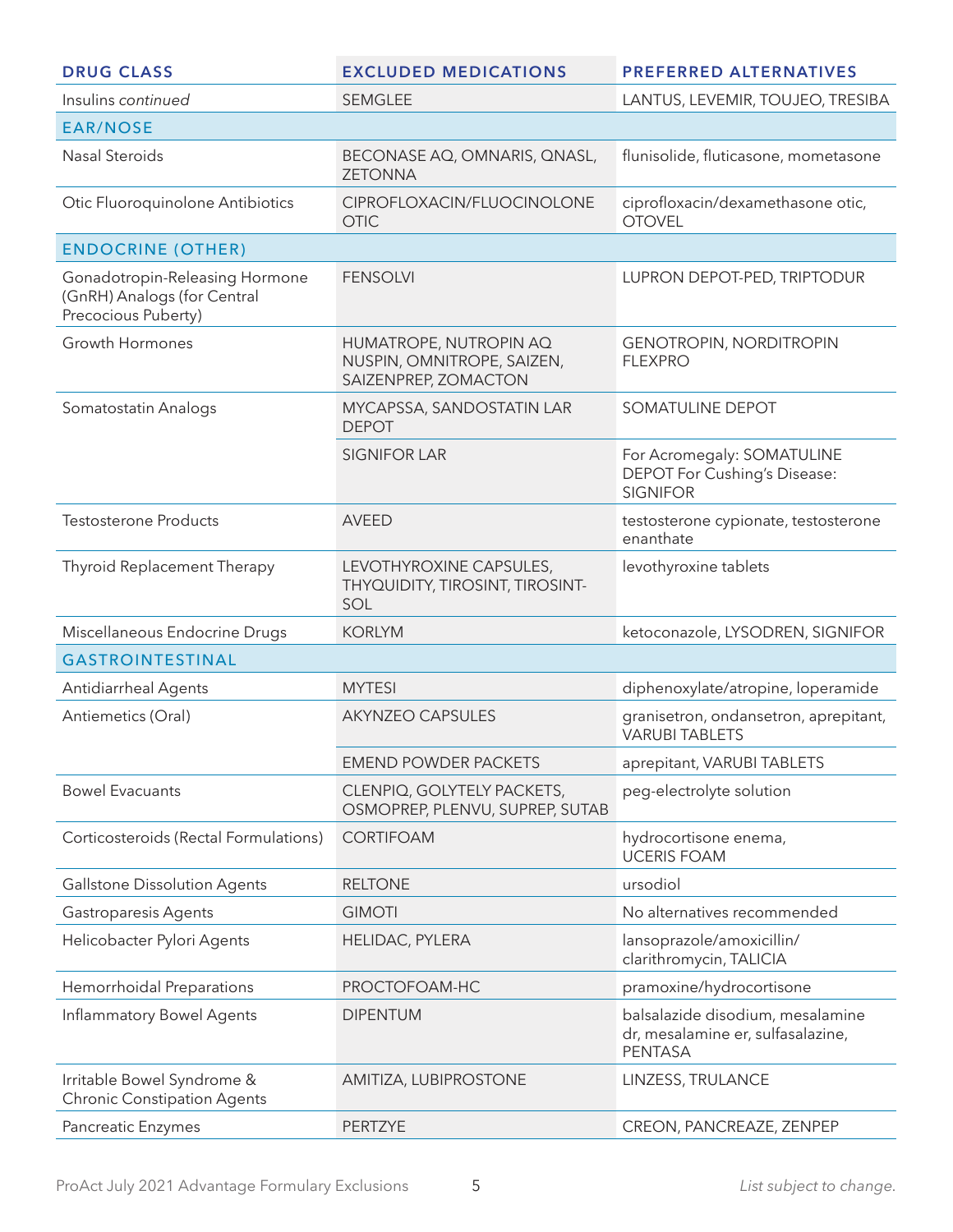| DRUG CLASS | EXCLUDED MEDICATIONS | PREFERRED ALTERNATIVES |
|---|---|---|
| Insulins *continued* | SEMGLEE | LANTUS, LEVEMIR, TOUJEO, TRESIBA |
| **EAR/NOSE** | | |
| Nasal Steroids | BECONASE AQ, OMNARIS, QNASL, ZETONNA | flunisolide, fluticasone, mometasone |
| Otic Fluoroquinolone Antibiotics | CIPROFLOXACIN/FLUOCINOLONE OTIC | ciprofloxacin/dexamethasone otic, OTOVEL |
| **ENDOCRINE (OTHER)** | | |
| Gonadotropin-Releasing Hormone (GnRH) Analogs (for Central Precocious Puberty) | FENSOLVI | LUPRON DEPOT-PED, TRIPTODUR |
| Growth Hormones | HUMATROPE, NUTROPIN AQ NUSPIN, OMNITROPE, SAIZEN, SAIZENPREP, ZOMACTON | GENOTROPIN, NORDITROPIN FLEXPRO |
| Somatostatin Analogs | MYCAPSSA, SANDOSTATIN LAR DEPOT | SOMATULINE DEPOT |
| | SIGNIFOR LAR | For Acromegaly: SOMATULINE DEPOT For Cushing's Disease: SIGNIFOR |
| Testosterone Products | AVEED | testosterone cypionate, testosterone enanthate |
| Thyroid Replacement Therapy | LEVOTHYROXINE CAPSULES, THYQUIDITY, TIROSINT, TIROSINT-SOL | levothyroxine tablets |
| Miscellaneous Endocrine Drugs | KORLYM | ketoconazole, LYSODREN, SIGNIFOR |
| **GASTROINTESTINAL** | | |
| Antidiarrheal Agents | MYTESI | diphenoxylate/atropine, loperamide |
| Antiemetics (Oral) | AKYNZEO CAPSULES | granisetron, ondansetron, aprepitant, VARUBI TABLETS |
| | EMEND POWDER PACKETS | aprepitant, VARUBI TABLETS |
| Bowel Evacuants | CLENPIQ, GOLYTELY PACKETS, OSMOPREP, PLENVU, SUPREP, SUTAB | peg-electrolyte solution |
| Corticosteroids (Rectal Formulations) | CORTIFOAM | hydrocortisone enema, UCERIS FOAM |
| Gallstone Dissolution Agents | RELTONE | ursodiol |
| Gastroparesis Agents | GIMOTI | No alternatives recommended |
| Helicobacter Pylori Agents | HELIDAC, PYLERA | lansoprazole/amoxicillin/clarithromycin, TALICIA |
| Hemorrhoidal Preparations | PROCTOFOAM-HC | pramoxine/hydrocortisone |
| Inflammatory Bowel Agents | DIPENTUM | balsalazide disodium, mesalamine dr, mesalamine er, sulfasalazine, PENTASA |
| Irritable Bowel Syndrome & Chronic Constipation Agents | AMITIZA, LUBIPROSTONE | LINZESS, TRULANCE |
| Pancreatic Enzymes | PERTZYE | CREON, PANCREAZE, ZENPEP |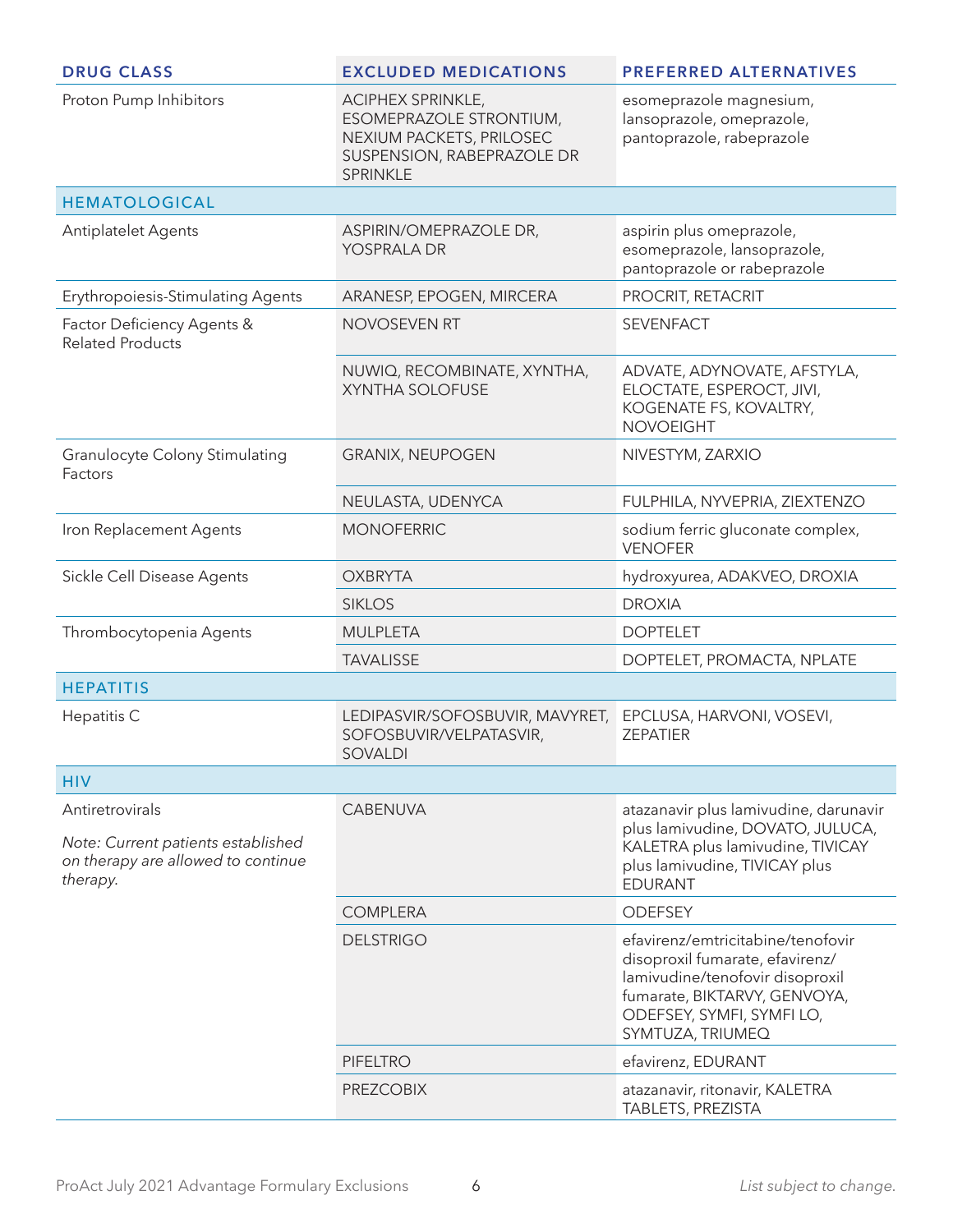| DRUG CLASS | EXCLUDED MEDICATIONS | PREFERRED ALTERNATIVES |
|---|---|---|
| Proton Pump Inhibitors | ACIPHEX SPRINKLE, ESOMEPRAZOLE STRONTIUM, NEXIUM PACKETS, PRILOSEC SUSPENSION, RABEPRAZOLE DR SPRINKLE | esomeprazole magnesium, lansoprazole, omeprazole, pantoprazole, rabeprazole |
| **HEMATOLOGICAL** | | |
| Antiplatelet Agents | ASPIRIN/OMEPRAZOLE DR, YOSPRALA DR | aspirin plus omeprazole, esomeprazole, lansoprazole, pantoprazole or rabeprazole |
| Erythropoiesis-Stimulating Agents | ARANESP, EPOGEN, MIRCERA | PROCRIT, RETACRIT |
| Factor Deficiency Agents & Related Products | NOVOSEVEN RT | SEVENFACT |
| | NUWIQ, RECOMBINATE, XYNTHA, XYNTHA SOLOFUSE | ADVATE, ADYNOVATE, AFSTYLA, ELOCTATE, ESPEROCT, JIVI, KOGENATE FS, KOVALTRY, NOVOEIGHT |
| Granulocyte Colony Stimulating Factors | GRANIX, NEUPOGEN | NIVESTYM, ZARXIO |
| | NEULASTA, UDENYCA | FULPHILA, NYVEPRIA, ZIEXTENZO |
| Iron Replacement Agents | MONOFERRIC | sodium ferric gluconate complex, VENOFER |
| Sickle Cell Disease Agents | OXBRYTA | hydroxyurea, ADAKVEO, DROXIA |
| | SIKLOS | DROXIA |
| Thrombocytopenia Agents | MULPLETA | DOPTELET |
| | TAVALISSE | DOPTELET, PROMACTA, NPLATE |
| **HEPATITIS** | | |
| Hepatitis C | LEDIPASVIR/SOFOSBUVIR, MAVYRET, SOFOSBUVIR/VELPATASVIR, SOVALDI | EPCLUSA, HARVONI, VOSEVI, ZEPATIER |
| **HIV** | | |
| Antiretrovirals<br>*Note: Current patients established on therapy are allowed to continue therapy.* | CABENUVA | atazanavir plus lamivudine, darunavir plus lamivudine, DOVATO, JULUCA, KALETRA plus lamivudine, TIVICAY plus lamivudine, TIVICAY plus EDURANT |
| | COMPLERA | ODEFSEY |
| | DELSTRIGO | efavirenz/emtricitabine/tenofovir disoproxil fumarate, efavirenz/lamivudine/tenofovir disoproxil fumarate, BIKTARVY, GENVOYA, ODEFSEY, SYMFI, SYMFI LO, SYMTUZA, TRIUMEQ |
| | PIFELTRO | efavirenz, EDURANT |
| | PREZCOBIX | atazanavir, ritonavir, KALETRA TABLETS, PREZISTA |

ProAct July 2021 Advantage Formulary Exclusions

*List subject to change.*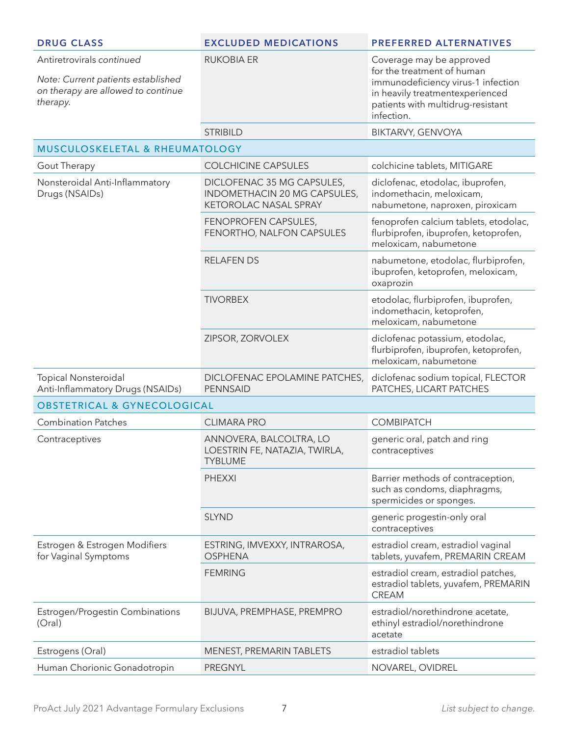| DRUG CLASS | EXCLUDED MEDICATIONS | PREFERRED ALTERNATIVES |
|---|---|---|
| Antiretrovirals *continued*<br><br>*Note: Current patients established on therapy are allowed to continue therapy.* | RUKOBIA ER | Coverage may be approved for the treatment of human immunodeficiency virus-1 infection in heavily treatmentexperienced patients with multidrug-resistant infection. |
| | STRIBILD | BIKTARVY, GENVOYA |
| **MUSCULOSKELETAL & RHEUMATOLOGY** | | |
| Gout Therapy | COLCHICINE CAPSULES | colchicine tablets, MITIGARE |
| Nonsteroidal Anti-Inflammatory Drugs (NSAIDs) | DICLOFENAC 35 MG CAPSULES, INDOMETHACIN 20 MG CAPSULES, KETOROLAC NASAL SPRAY | diclofenac, etodolac, ibuprofen, indomethacin, meloxicam, nabumetone, naproxen, piroxicam |
| | FENOPROFEN CAPSULES, FENORTHO, NALFON CAPSULES | fenoprofen calcium tablets, etodolac, flurbiprofen, ibuprofen, ketoprofen, meloxicam, nabumetone |
| | RELAFEN DS | nabumetone, etodolac, flurbiprofen, ibuprofen, ketoprofen, meloxicam, oxaprozin |
| | TIVORBEX | etodolac, flurbiprofen, ibuprofen, indomethacin, ketoprofen, meloxicam, nabumetone |
| | ZIPSOR, ZORVOLEX | diclofenac potassium, etodolac, flurbiprofen, ibuprofen, ketoprofen, meloxicam, nabumetone |
| Topical Nonsteroidal Anti-Inflammatory Drugs (NSAIDs) | DICLOFENAC EPOLAMINE PATCHES, PENNSAID | diclofenac sodium topical, FLECTOR PATCHES, LICART PATCHES |
| **OBSTETRICAL & GYNECOLOGICAL** | | |
| Combination Patches | CLIMARA PRO | COMBIPATCH |
| Contraceptives | ANNOVERA, BALCOLTRA, LO LOESTRIN FE, NATAZIA, TWIRLA, TYBLUME | generic oral, patch and ring contraceptives |
| | PHEXXI | Barrier methods of contraception, such as condoms, diaphragms, spermicides or sponges. |
| | SLYND | generic progestin-only oral contraceptives |
| Estrogen & Estrogen Modifiers for Vaginal Symptoms | ESTRING, IMVEXXY, INTRAROSA, OSPHENA | estradiol cream, estradiol vaginal tablets, yuvafem, PREMARIN CREAM |
| | FEMRING | estradiol cream, estradiol patches, estradiol tablets, yuvafem, PREMARIN CREAM |
| Estrogen/Progestin Combinations (Oral) | BIJUVA, PREMPHASE, PREMPRO | estradiol/norethindrone acetate, ethinyl estradiol/norethindrone acetate |
| Estrogens (Oral) | MENEST, PREMARIN TABLETS | estradiol tablets |
| Human Chorionic Gonadotropin | PREGNYL | NOVAREL, OVIDREL |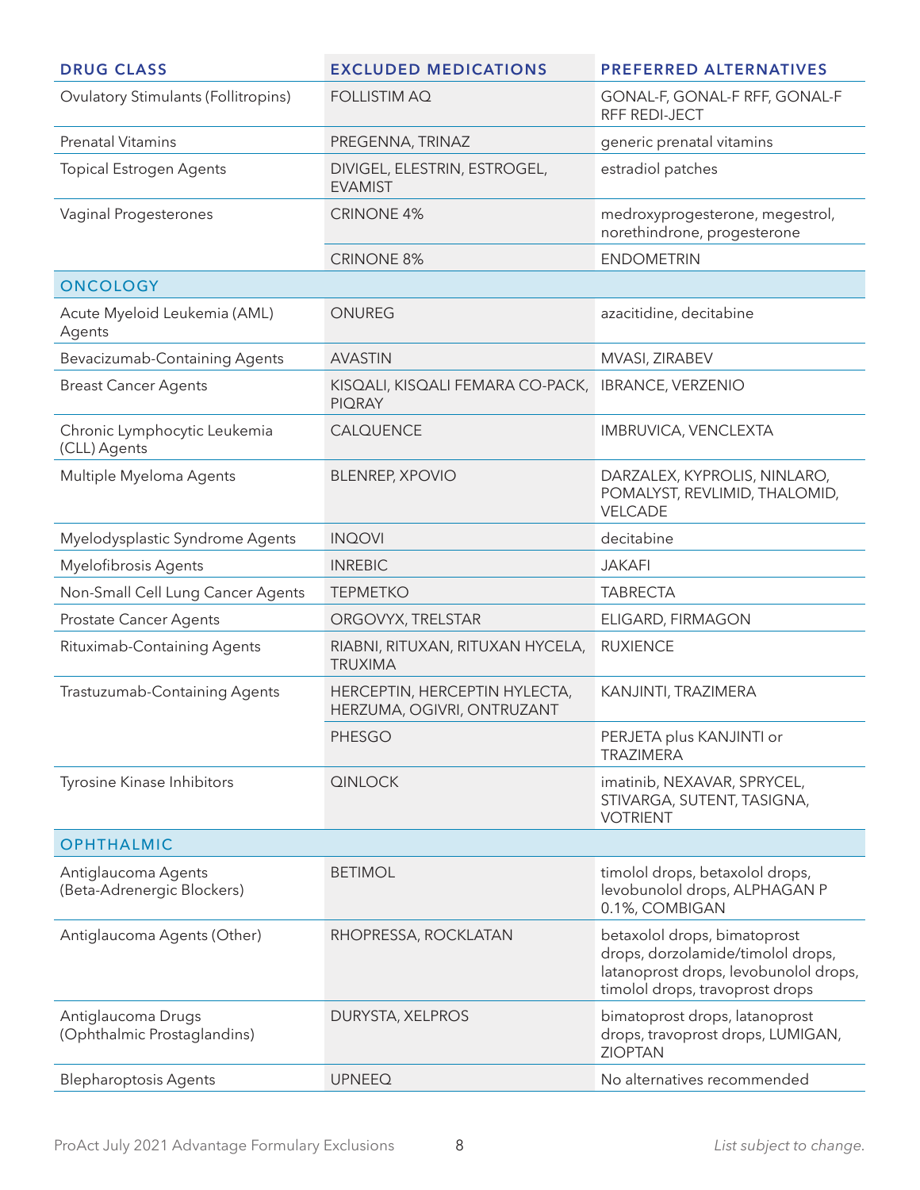| DRUG CLASS | EXCLUDED MEDICATIONS | PREFERRED ALTERNATIVES |
|---|---|---|
| Ovulatory Stimulants (Follitropins) | FOLLISTIM AQ | GONAL-F, GONAL-F RFF, GONAL-F RFF REDI-JECT |
| Prenatal Vitamins | PREGENNA, TRINAZ | generic prenatal vitamins |
| Topical Estrogen Agents | DIVIGEL, ELESTRIN, ESTROGEL, EVAMIST | estradiol patches |
| Vaginal Progesterones | CRINONE 4% | medroxyprogesterone, megestrol, norethindrone, progesterone |
| | CRINONE 8% | ENDOMETRIN |
| **ONCOLOGY** | | |
| Acute Myeloid Leukemia (AML) Agents | ONUREG | azacitidine, decitabine |
| Bevacizumab-Containing Agents | AVASTIN | MVASI, ZIRABEV |
| Breast Cancer Agents | KISQALI, KISQALI FEMARA CO-PACK, PIQRAY | IBRANCE, VERZENIO |
| Chronic Lymphocytic Leukemia (CLL) Agents | CALQUENCE | IMBRUVICA, VENCLEXTA |
| Multiple Myeloma Agents | BLENREP, XPOVIO | DARZALEX, KYPROLIS, NINLARO, POMALYST, REVLIMID, THALOMID, VELCADE |
| Myelodysplastic Syndrome Agents | INQOVI | decitabine |
| Myelofibrosis Agents | INREBIC | JAKAFI |
| Non-Small Cell Lung Cancer Agents | TEPMETKO | TABRECTA |
| Prostate Cancer Agents | ORGOVYX, TRELSTAR | ELIGARD, FIRMAGON |
| Rituximab-Containing Agents | RIABNI, RITUXAN, RITUXAN HYCELA, TRUXIMA | RUXIENCE |
| Trastuzumab-Containing Agents | HERCEPTIN, HERCEPTIN HYLECTA, HERZUMA, OGIVRI, ONTRUZANT | KANJINTI, TRAZIMERA |
| | PHESGO | PERJETA plus KANJINTI or TRAZIMERA |
| Tyrosine Kinase Inhibitors | QINLOCK | imatinib, NEXAVAR, SPRYCEL, STIVARGA, SUTENT, TASIGNA, VOTRIENT |
| **OPHTHALMIC** | | |
| Antiglaucoma Agents (Beta-Adrenergic Blockers) | BETIMOL | timolol drops, betaxolol drops, levobunolol drops, ALPHAGAN P 0.1%, COMBIGAN |
| Antiglaucoma Agents (Other) | RHOPRESSA, ROCKLATAN | betaxolol drops, bimatoprost drops, dorzolamide/timolol drops, latanoprost drops, levobunolol drops, timolol drops, travoprost drops |
| Antiglaucoma Drugs (Ophthalmic Prostaglandins) | DURYSTA, XELPROS | bimatoprost drops, latanoprost drops, travoprost drops, LUMIGAN, ZIOPTAN |
| Blepharoptosis Agents | UPNEEQ | No alternatives recommended |

ProAct July 2021 Advantage Formulary Exclusions

*List subject to change.*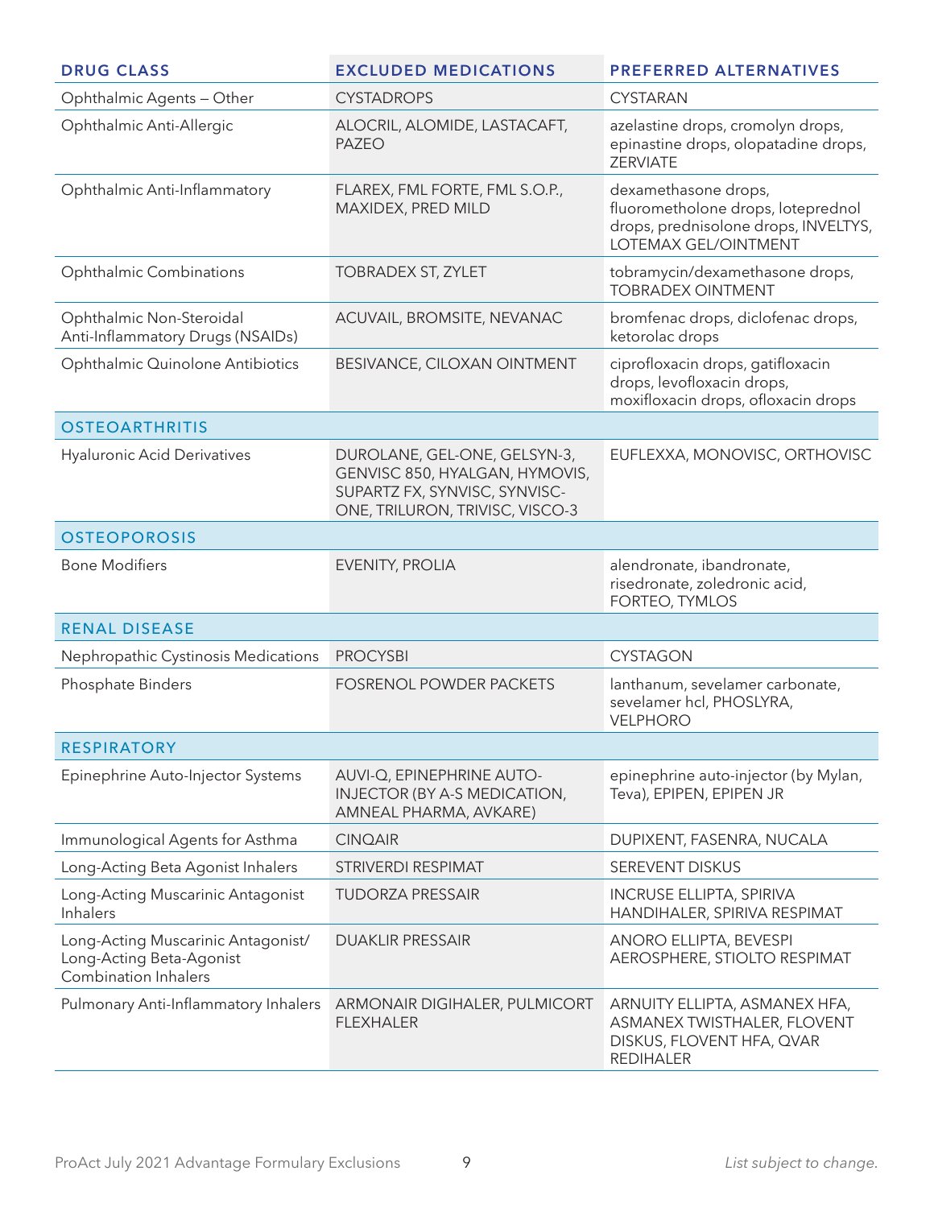| DRUG CLASS | EXCLUDED MEDICATIONS | PREFERRED ALTERNATIVES |
|---|---|---|
| Ophthalmic Agents – Other | CYSTADROPS | CYSTARAN |
| Ophthalmic Anti-Allergic | ALOCRIL, ALOMIDE, LASTACAFT, PAZEO | azelastine drops, cromolyn drops, epinastine drops, olopatadine drops, ZERVIATE |
| Ophthalmic Anti-Inflammatory | FLAREX, FML FORTE, FML S.O.P., MAXIDEX, PRED MILD | dexamethasone drops, fluorometholone drops, loteprednol drops, prednisolone drops, INVELTYS, LOTEMAX GEL/OINTMENT |
| Ophthalmic Combinations | TOBRADEX ST, ZYLET | tobramycin/dexamethasone drops, TOBRADEX OINTMENT |
| Ophthalmic Non-Steroidal Anti-Inflammatory Drugs (NSAIDs) | ACUVAIL, BROMSITE, NEVANAC | bromfenac drops, diclofenac drops, ketorolac drops |
| Ophthalmic Quinolone Antibiotics | BESIVANCE, CILOXAN OINTMENT | ciprofloxacin drops, gatifloxacin drops, levofloxacin drops, moxifloxacin drops, ofloxacin drops |
| **OSTEOARTHRITIS** | | |
| Hyaluronic Acid Derivatives | DUROLANE, GEL-ONE, GELSYN-3, GENVISC 850, HYALGAN, HYMOVIS, SUPARTZ FX, SYNVISC, SYNVISC-ONE, TRILURON, TRIVISC, VISCO-3 | EUFLEXXA, MONOVISC, ORTHOVISC |
| **OSTEOPOROSIS** | | |
| Bone Modifiers | EVENITY, PROLIA | alendronate, ibandronate, risedronate, zoledronic acid, FORTEO, TYMLOS |
| **RENAL DISEASE** | | |
| Nephropathic Cystinosis Medications | PROCYSBI | CYSTAGON |
| Phosphate Binders | FOSRENOL POWDER PACKETS | lanthanum, sevelamer carbonate, sevelamer hcl, PHOSLYRA, VELPHORO |
| **RESPIRATORY** | | |
| Epinephrine Auto-Injector Systems | AUVI-Q, EPINEPHRINE AUTO-INJECTOR (BY A-S MEDICATION, AMNEAL PHARMA, AVKARE) | epinephrine auto-injector (by Mylan, Teva), EPIPEN, EPIPEN JR |
| Immunological Agents for Asthma | CINQAIR | DUPIXENT, FASENRA, NUCALA |
| Long-Acting Beta Agonist Inhalers | STRIVERDI RESPIMAT | SEREVENT DISKUS |
| Long-Acting Muscarinic Antagonist Inhalers | TUDORZA PRESSAIR | INCRUSE ELLIPTA, SPIRIVA HANDIHALER, SPIRIVA RESPIMAT |
| Long-Acting Muscarinic Antagonist/ Long-Acting Beta-Agonist Combination Inhalers | DUAKLIR PRESSAIR | ANORO ELLIPTA, BEVESPI AEROSPHERE, STIOLTO RESPIMAT |
| Pulmonary Anti-Inflammatory Inhalers | ARMONAIR DIGIHALER, PULMICORT FLEXHALER | ARNUITY ELLIPTA, ASMANEX HFA, ASMANEX TWISTHALER, FLOVENT DISKUS, FLOVENT HFA, QVAR REDIHALER |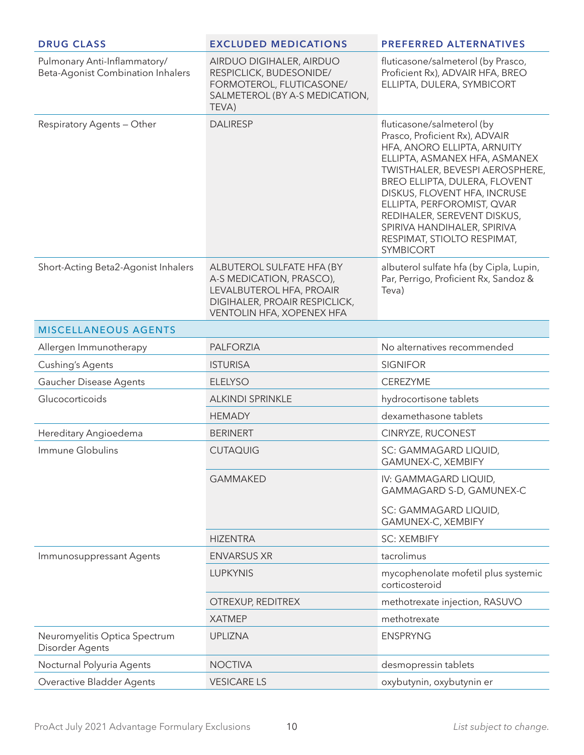| DRUG CLASS | EXCLUDED MEDICATIONS | PREFERRED ALTERNATIVES |
|---|---|---|
| Pulmonary Anti-Inflammatory/ Beta-Agonist Combination Inhalers | AIRDUO DIGIHALER, AIRDUO RESPICLICK, BUDESONIDE/ FORMOTEROL, FLUTICASONE/ SALMETEROL (BY A-S MEDICATION, TEVA) | fluticasone/salmeterol (by Prasco, Proficient Rx), ADVAIR HFA, BREO ELLIPTA, DULERA, SYMBICORT |
| Respiratory Agents – Other | DALIRESP | fluticasone/salmeterol (by Prasco, Proficient Rx), ADVAIR HFA, ANORO ELLIPTA, ARNUITY ELLIPTA, ASMANEX HFA, ASMANEX TWISTHALER, BEVESPI AEROSPHERE, BREO ELLIPTA, DULERA, FLOVENT DISKUS, FLOVENT HFA, INCRUSE ELLIPTA, PERFOROMIST, QVAR REDIHALER, SEREVENT DISKUS, SPIRIVA HANDIHALER, SPIRIVA RESPIMAT, STIOLTO RESPIMAT, SYMBICORT |
| Short-Acting Beta2-Agonist Inhalers | ALBUTEROL SULFATE HFA (BY A-S MEDICATION, PRASCO), LEVALBUTEROL HFA, PROAIR DIGIHALER, PROAIR RESPICLICK, VENTOLIN HFA, XOPENEX HFA | albuterol sulfate hfa (by Cipla, Lupin, Par, Perrigo, Proficient Rx, Sandoz & Teva) |
| **MISCELLANEOUS AGENTS** | | |
| Allergen Immunotherapy | PALFORZIA | No alternatives recommended |
| Cushing's Agents | ISTURISA | SIGNIFOR |
| Gaucher Disease Agents | ELELYSO | CEREZYME |
| Glucocorticoids | ALKINDI SPRINKLE | hydrocortisone tablets |
| | HEMADY | dexamethasone tablets |
| Hereditary Angioedema | BERINERT | CINRYZE, RUCONEST |
| Immune Globulins | CUTAQUIG | SC: GAMMAGARD LIQUID, GAMUNEX-C, XEMBIFY |
| | GAMMAKED | IV: GAMMAGARD LIQUID, GAMMAGARD S-D, GAMUNEX-C<br>SC: GAMMAGARD LIQUID, GAMUNEX-C, XEMBIFY |
| | HIZENTRA | SC: XEMBIFY |
| Immunosuppressant Agents | ENVARSUS XR | tacrolimus |
| | LUPKYNIS | mycophenolate mofetil plus systemic corticosteroid |
| | OTREXUP, REDITREX | methotrexate injection, RASUVO |
| | XATMEP | methotrexate |
| Neuromyelitis Optica Spectrum Disorder Agents | UPLIZNA | ENSPRYNG |
| Nocturnal Polyuria Agents | NOCTIVA | desmopressin tablets |
| Overactive Bladder Agents | VESICARE LS | oxybutynin, oxybutynin er |

ProAct July 2021 Advantage Formulary Exclusions

*List subject to change.*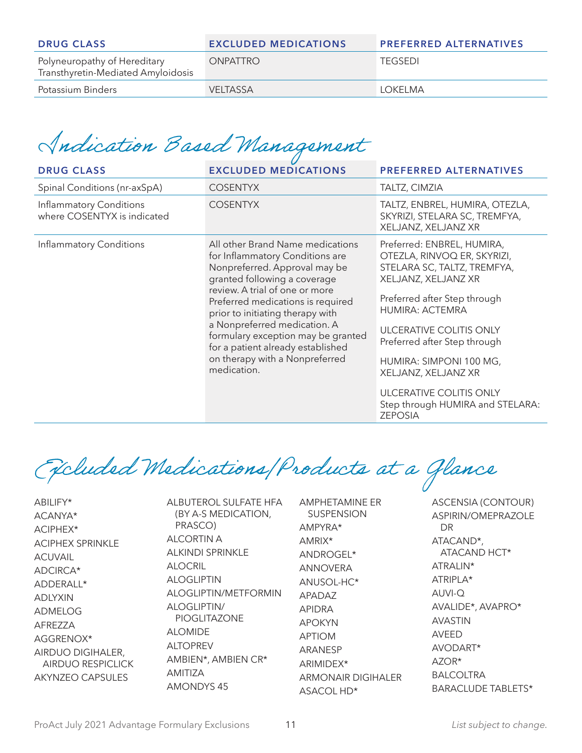| DRUG CLASS | EXCLUDED MEDICATIONS | PREFERRED ALTERNATIVES |
| --- | --- | --- |
| Polyneuropathy of Hereditary Transthyretin-Mediated Amyloidosis | ONPATTRO | TEGSEDI |
| Potassium Binders | VELTASSA | LOKELMA |

## Indication Based Management

| DRUG CLASS | EXCLUDED MEDICATIONS | PREFERRED ALTERNATIVES |
| --- | --- | --- |
| Spinal Conditions (nr-axSpA) | COSENTYX | TALTZ, CIMZIA |
| Inflammatory Conditions where COSENTYX is indicated | COSENTYX | TALTZ, ENBREL, HUMIRA, OTEZLA, SKYRIZI, STELARA SC, TREMFYA, XELJANZ, XELJANZ XR |
| Inflammatory Conditions | All other Brand Name medications for Inflammatory Conditions are Nonpreferred. Approval may be granted following a coverage review. A trial of one or more Preferred medications is required prior to initiating therapy with a Nonpreferred medication. A formulary exception may be granted for a patient already established on therapy with a Nonpreferred medication. | Preferred: ENBREL, HUMIRA, OTEZLA, RINVOQ ER, SKYRIZI, STELARA SC, TALTZ, TREMFYA, XELJANZ, XELJANZ XR<br><br>Preferred after Step through HUMIRA: ACTEMRA<br><br>ULCERATIVE COLITIS ONLY Preferred after Step through<br><br>HUMIRA: SIMPONI 100 MG, XELJANZ, XELJANZ XR<br><br>ULCERATIVE COLITIS ONLY Step through HUMIRA and STELARA: ZEPOSIA |

## Excluded Medications/Products at a Glance

ABILIFY*
ACANYA*
ACIPHEX*
ACIPHEX SPRINKLE
ACUVAIL
ADCIRCA*
ADDERALL*
ADLYXIN
ADMELOG
AFREZZA
AGGRENOX*
AIRDUO DIGIHALER, AIRDUO RESPICLICK
AKYNZEO CAPSULES
ALBUTEROL SULFATE HFA (BY A-S MEDICATION, PRASCO)
ALCORTIN A
ALKINDI SPRINKLE
ALOCRIL
ALOGLIPTIN
ALOGLIPTIN/METFORMIN
ALOGLIPTIN/PIOGLITAZONE
ALOMIDE
ALTOPREV
AMBIEN*, AMBIEN CR*
AMITIZA
AMONDYS 45
AMPHETAMINE ER SUSPENSION
AMPYRA*
AMRIX*
ANDROGEL*
ANNOVERA
ANUSOL-HC*
APADAZ
APIDRA
APOKYN
APTIOM
ARANESP
ARIMIDEX*
ARMONAIR DIGIHALER
ASACOL HD*
ASCENSIA (CONTOUR)
ASPIRIN/OMEPRAZOLE DR
ATACAND*, ATACAND HCT*
ATRALIN*
ATRIPLA*
AUVI-Q
AVALIDE*, AVAPRO*
AVASTIN
AVEED
AVODART*
AZOR*
BALCOLTRA
BARACLUDE TABLETS*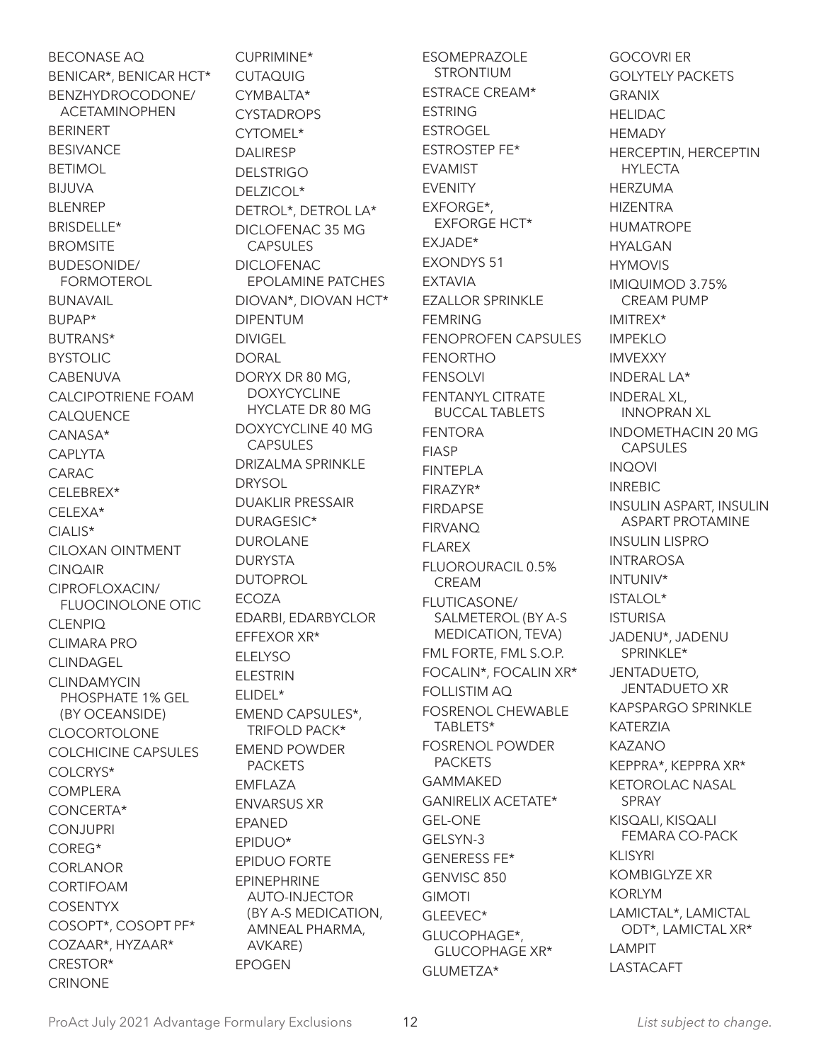BECONASE AQ
BENICAR*, BENICAR HCT*
BENZHYDROCODONE/ ACETAMINOPHEN
BERINERT
BESIVANCE
BETIMOL
BIJUVA
BLENREP
BRISDELLE*
BROMSITE
BUDESONIDE/ FORMOTEROL
BUNAVAIL
BUPAP*
BUTRANS*
BYSTOLIC
CABENUVA
CALCIPOTRIENE FOAM
CALQUENCE
CANASA*
CAPLYTA
CARAC
CELEBREX*
CELEXA*
CIALIS*
CILOXAN OINTMENT
CINQAIR
CIPROFLOXACIN/ FLUOCINOLONE OTIC
CLENPIQ
CLIMARA PRO
CLINDAGEL
CLINDAMYCIN PHOSPHATE 1% GEL (BY OCEANSIDE)
CLOCORTOLONE
COLCHICINE CAPSULES
COLCRYS*
COMPLERA
CONCERTA*
CONJUPRI
COREG*
CORLANOR
CORTIFOAM
COSENTYX
COSOPT*, COSOPT PF*
COZAAR*, HYZAAR*
CRESTOR*
CRINONE
CUPRIMINE*
CUTAQUIG
CYMBALTA*
CYSTADROPS
CYTOMEL*
DALIRESP
DELSTRIGO
DELZICOL*
DETROL*, DETROL LA*
DICLOFENAC 35 MG CAPSULES
DICLOFENAC EPOLAMINE PATCHES
DIOVAN*, DIOVAN HCT*
DIPENTUM
DIVIGEL
DORAL
DORYX DR 80 MG, DOXYCYCLINE HYCLATE DR 80 MG
DOXYCYCLINE 40 MG CAPSULES
DRIZALMA SPRINKLE
DRYSOL
DUAKLIR PRESSAIR
DURAGESIC*
DUROLANE
DURYSTA
DUTOPROL
ECOZA
EDARBI, EDARBYCLOR
EFFEXOR XR*
ELELYSO
ELESTRIN
ELIDEL*
EMEND CAPSULES*, TRIFOLD PACK*
EMEND POWDER PACKETS
EMFLAZA
ENVARSUS XR
EPANED
EPIDUO*
EPIDUO FORTE
EPINEPHRINE AUTO-INJECTOR (BY A-S MEDICATION, AMNEAL PHARMA, AVKARE)
EPOGEN
ESOMEPRAZOLE STRONTIUM
ESTRACE CREAM*
ESTRING
ESTROGEL
ESTROSTEP FE*
EVAMIST
EVENITY
EXFORGE*, EXFORGE HCT*
EXJADE*
EXONDYS 51
EXTAVIA
EZALLOR SPRINKLE
FEMRING
FENOPROFEN CAPSULES
FENORTHO
FENSOLVI
FENTANYL CITRATE BUCCAL TABLETS
FENTORA
FIASP
FINTEPLA
FIRAZYR*
FIRDAPSE
FIRVANQ
FLAREX
FLUOROURACIL 0.5% CREAM
FLUTICASONE/ SALMETEROL (BY A-S MEDICATION, TEVA)
FML FORTE, FML S.O.P.
FOCALIN*, FOCALIN XR*
FOLLISTIM AQ
FOSRENOL CHEWABLE TABLETS*
FOSRENOL POWDER PACKETS
GAMMAKED
GANIRELIX ACETATE*
GEL-ONE
GELSYN-3
GENERESS FE*
GENVISC 850
GIMOTI
GLEEVEC*
GLUCOPHAGE*, GLUCOPHAGE XR*
GLUMETZA*
GOCOVRI ER
GOLYTELY PACKETS
GRANIX
HELIDAC
HEMADY
HERCEPTIN, HERCEPTIN HYLECTA
HERZUMA
HIZENTRA
HUMATROPE
HYALGAN
HYMOVIS
IMIQUIMOD 3.75% CREAM PUMP
IMITREX*
IMPEKLO
IMVEXXY
INDERAL LA*
INDERAL XL, INNOPRAN XL
INDOMETHACIN 20 MG CAPSULES
INQOVI
INREBIC
INSULIN ASPART, INSULIN ASPART PROTAMINE
INSULIN LISPRO
INTRAROSA
INTUNIV*
ISTALOL*
ISTURISA
JADENU*, JADENU SPRINKLE*
JENTADUETO, JENTADUETO XR
KAPSPARGO SPRINKLE
KATERZIA
KAZANO
KEPPRA*, KEPPRA XR*
KETOROLAC NASAL SPRAY
KISQALI, KISQALI FEMARA CO-PACK
KLISYRI
KOMBIGLYZE XR
KORLYM
LAMICTAL*, LAMICTAL ODT*, LAMICTAL XR*
LAMPIT
LASTACAFT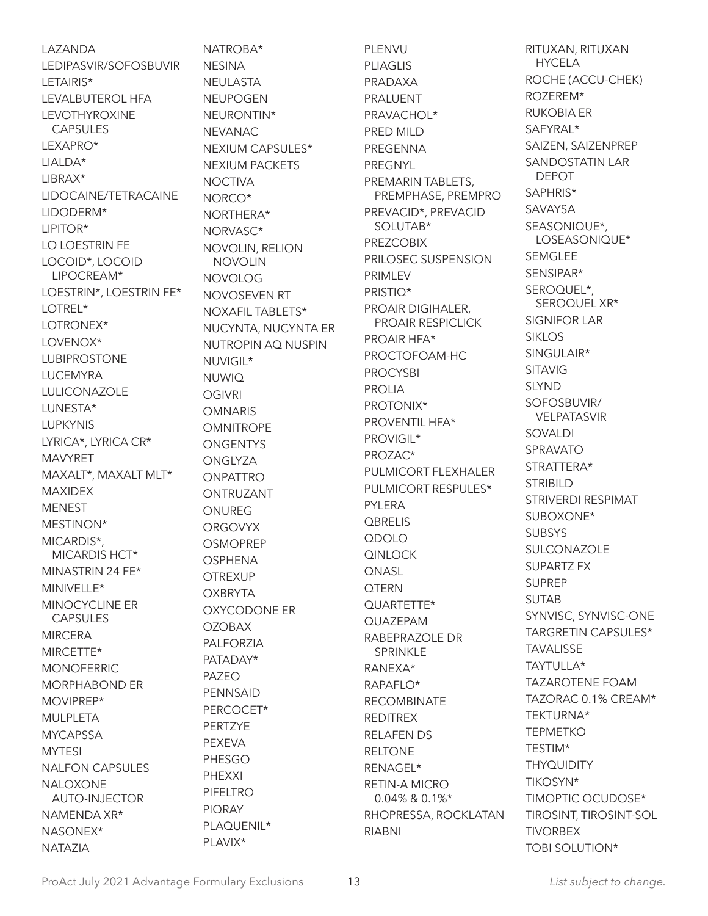LAZANDA
LEDIPASVIR/SOFOSBUVIR
LETAIRIS*
LEVALBUTEROL HFA
LEVOTHYROXINE CAPSULES
LEXAPRO*
LIALDA*
LIBRAX*
LIDOCAINE/TETRACAINE
LIDODERM*
LIPITOR*
LO LOESTRIN FE
LOCOID*, LOCOID LIPOCREAM*
LOESTRIN*, LOESTRIN FE*
LOTREL*
LOTRONEX*
LOVENOX*
LUBIPROSTONE
LUCEMYRA
LULICONAZOLE
LUNESTA*
LUPKYNIS
LYRICA*, LYRICA CR*
MAVYRET
MAXALT*, MAXALT MLT*
MAXIDEX
MENEST
MESTINON*
MICARDIS*, MICARDIS HCT*
MINASTRIN 24 FE*
MINIVELLE*
MINOCYCLINE ER CAPSULES
MIRCERA
MIRCETTE*
MONOFERRIC
MORPHABOND ER
MOVIPREP*
MULPLETA
MYCAPSSA
MYTESI
NALFON CAPSULES
NALOXONE AUTO-INJECTOR
NAMENDA XR*
NASONEX*
NATAZIA
NATROBA*
NESINA
NEULASTA
NEUPOGEN
NEURONTIN*
NEVANAC
NEXIUM CAPSULES*
NEXIUM PACKETS
NOCTIVA
NORCO*
NORTHERA*
NORVASC*
NOVOLIN, RELION NOVOLIN
NOVOLOG
NOVOSEVEN RT
NOXAFIL TABLETS*
NUCYNTA, NUCYNTA ER
NUTROPIN AQ NUSPIN
NUVIGIL*
NUWIQ
OGIVRI
OMNARIS
OMNITROPE
ONGENTYS
ONGLYZA
ONPATTRO
ONTRUZANT
ONUREG
ORGOVYX
OSMOPREP
OSPHENA
OTREXUP
OXBRYTA
OXYCODONE ER
OZOBAX
PALFORZIA
PATADAY*
PAZEO
PENNSAID
PERCOCET*
PERTZYE
PEXEVA
PHESGO
PHEXXI
PIFELTRO
PIQRAY
PLAQUENIL*
PLAVIX*
PLENVU
PLIAGLIS
PRADAXA
PRALUENT
PRAVACHOL*
PRED MILD
PREGENNA
PREGNYL
PREMARIN TABLETS, PREMPHASE, PREMPRO
PREVACID*, PREVACID SOLUTAB*
PREZCOBIX
PRILOSEC SUSPENSION
PRIMLEV
PRISTIQ*
PROAIR DIGIHALER, PROAIR RESPICLICK
PROAIR HFA*
PROCTOFOAM-HC
PROCYSBI
PROLIA
PROTONIX*
PROVENTIL HFA*
PROVIGIL*
PROZAC*
PULMICORT FLEXHALER
PULMICORT RESPULES*
PYLERA
QBRELIS
QDOLO
QINLOCK
QNASL
QTERN
QUARTETTE*
QUAZEPAM
RABEPRAZOLE DR SPRINKLE
RANEXA*
RAPAFLO*
RECOMBINATE
REDITREX
RELAFEN DS
RELTONE
RENAGEL*
RETIN-A MICRO 0.04% & 0.1%*
RHOPRESSA, ROCKLATAN
RIABNI
RITUXAN, RITUXAN HYCELA
ROCHE (ACCU-CHEK)
ROZEREM*
RUKOBIA ER
SAFYRAL*
SAIZEN, SAIZENPREP
SANDOSTATIN LAR DEPOT
SAPHRIS*
SAVAYSA
SEASONIQUE*, LOSEASONIQUE*
SEMGLEE
SENSIPAR*
SEROQUEL*, SEROQUEL XR*
SIGNIFOR LAR
SIKLOS
SINGULAIR*
SITAVIG
SLYND
SOFOSBUVIR/ VELPATASVIR
SOVALDI
SPRAVATO
STRATTERA*
STRIBILD
STRIVERDI RESPIMAT
SUBOXONE*
SUBSYS
SULCONAZOLE
SUPARTZ FX
SUPREP
SUTAB
SYNVISC, SYNVISC-ONE
TARGRETIN CAPSULES*
TAVALISSE
TAYTULLA*
TAZAROTENE FOAM
TAZORAC 0.1% CREAM*
TEKTURNA*
TEPMETKO
TESTIM*
THYQUIDITY
TIKOSYN*
TIMOPTIC OCUDOSE*
TIROSINT, TIROSINT-SOL
TIVORBEX
TOBI SOLUTION*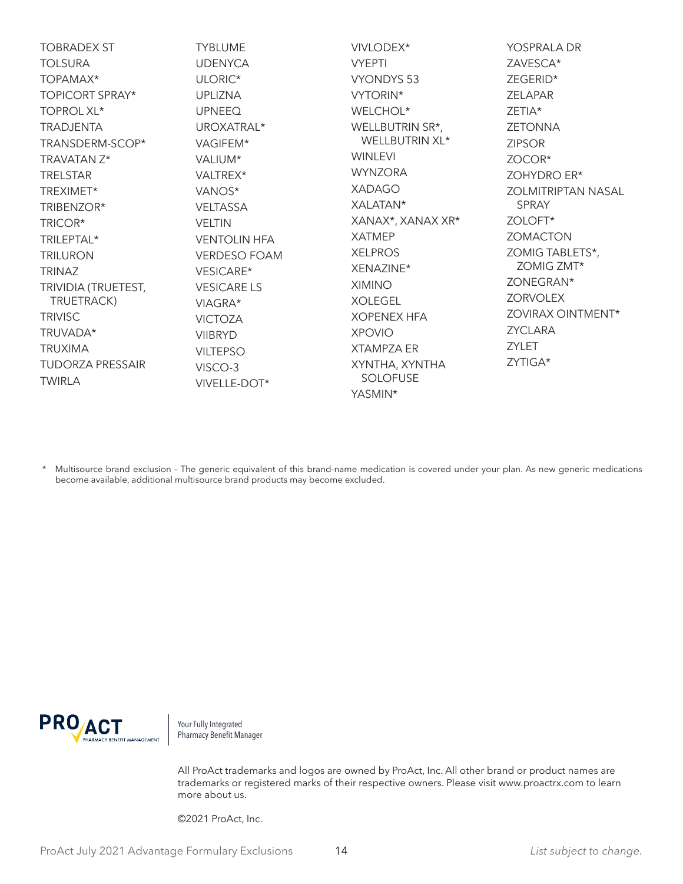TOBRADEX ST
TOLSURA
TOPAMAX*
TOPICORT SPRAY*
TOPROL XL*
TRADJENTA
TRANSDERM-SCOP*
TRAVATAN Z*
TRELSTAR
TREXIMET*
TRIBENZOR*
TRICOR*
TRILEPTAL*
TRILURON
TRINAZ
TRIVIDIA (TRUETEST, TRUETRACK)
TRIVISC
TRUVADA*
TRUXIMA
TUDORZA PRESSAIR
TWIRLA
TYBLUME
UDENYCA
ULORIC*
UPLIZNA
UPNEEQ
UROXATRAL*
VAGIFEM*
VALIUM*
VALTREX*
VANOS*
VELTASSA
VELTIN
VENTOLIN HFA
VERDESO FOAM
VESICARE*
VESICARE LS
VIAGRA*
VICTOZA
VIIBRYD
VILTEPSO
VISCO-3
VIVELLE-DOT*
VIVLODEX*
VYEPTI
VYONDYS 53
VYTORIN*
WELCHOL*
WELLBUTRIN SR*, WELLBUTRIN XL*
WINLEVI
WYNZORA
XADAGO
XALATAN*
XANAX*, XANAX XR*
XATMEP
XELPROS
XENAZINE*
XIMINO
XOLEGEL
XOPENEX HFA
XPOVIO
XTAMPZA ER
XYNTHA, XYNTHA SOLOFUSE
YASMIN*
YOSPRALA DR
ZAVESCA*
ZEGERID*
ZELAPAR
ZETIA*
ZETONNA
ZIPSOR
ZOCOR*
ZOHYDRO ER*
ZOLMITRIPTAN NASAL SPRAY
ZOLOFT*
ZOMACTON
ZOMIG TABLETS*, ZOMIG ZMT*
ZONEGRAN*
ZORVOLEX
ZOVIRAX OINTMENT*
ZYCLARA
ZYLET
ZYTIGA*

\* Multisource brand exclusion – The generic equivalent of this brand-name medication is covered under your plan. As new generic medications become available, additional multisource brand products may become excluded.

PRO ACT PHARMACY BENEFIT MANAGEMENT

Your Fully Integrated Pharmacy Benefit Manager

All ProAct trademarks and logos are owned by ProAct, Inc. All other brand or product names are trademarks or registered marks of their respective owners. Please visit www.proactrx.com to learn more about us.

©2021 ProAct, Inc.